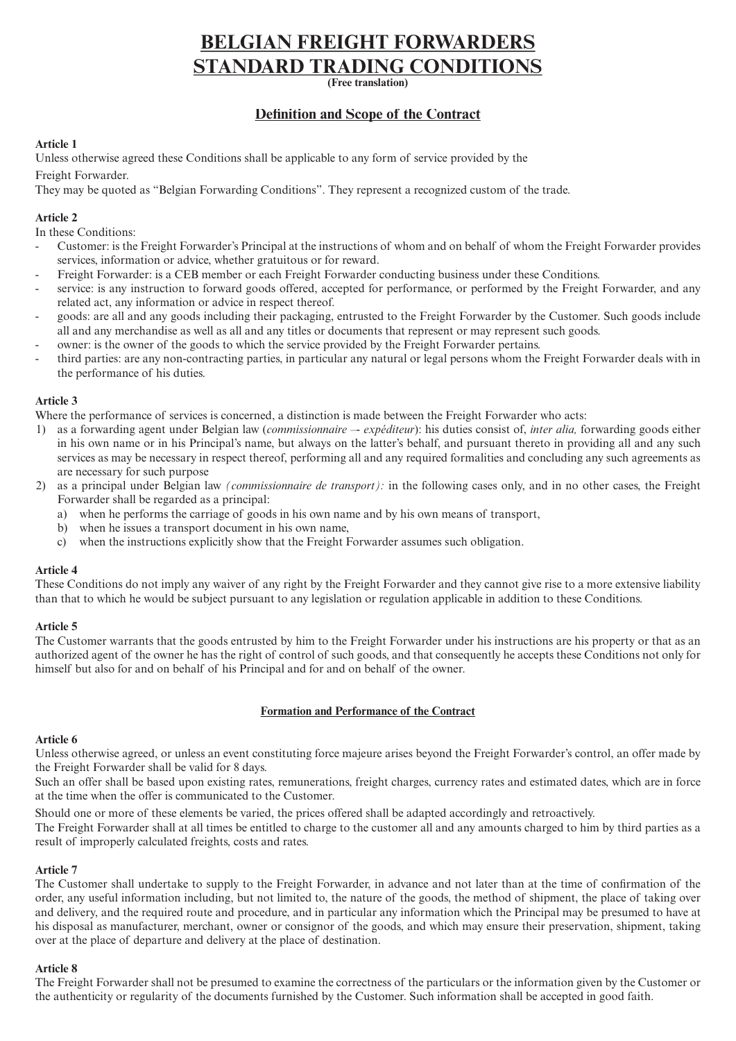# BELGIAN FREIGHT FORWARDERS STANDARD TRADING CONDITIONS

**(Free translation)**

## Definition and Scope of the Contract

**Article 1**

Unless otherwise agreed these Conditions shall be applicable to any form of service provided by the Freight Forwarder.

They may be quoted as "Belgian Forwarding Conditions". They represent a recognized custom of the trade.

**Article 2**

In these Conditions:

- Customer: is the Freight Forwarder's Principal at the instructions of whom and on behalf of whom the Freight Forwarder provides services, information or advice, whether gratuitous or for reward.
- Freight Forwarder: is a CEB member or each Freight Forwarder conducting business under these Conditions.
- service: is any instruction to forward goods offered, accepted for performance, or performed by the Freight Forwarder, and any related act, any information or advice in respect thereof.
- goods: are all and any goods including their packaging, entrusted to the Freight Forwarder by the Customer. Such goods include all and any merchandise as well as all and any titles or documents that represent or may represent such goods.
- owner: is the owner of the goods to which the service provided by the Freight Forwarder pertains.
- third parties: are any non-contracting parties, in particular any natural or legal persons whom the Freight Forwarder deals with in the performance of his duties.

**Article 3**

Where the performance of services is concerned, a distinction is made between the Freight Forwarder who acts:

1) as a forwarding agent under Belgian law (*commissionnaire –- expéditeur*): his duties consist of, *inter alia,* forwarding goods either in his own name or in his Principal's name, but always on the latter's behalf, and pursuant thereto in providing all and any such services as may be necessary in respect thereof, performing all and any required formalities and concluding any such agreements as are necessary for such purpose
2) as a principal under Belgian law *(commissionnaire de transport):* in the following cases only, and in no other cases, the Freight Forwarder shall be regarded as a principal:
   a) when he performs the carriage of goods in his own name and by his own means of transport,
   b) when he issues a transport document in his own name,
   c) when the instructions explicitly show that the Freight Forwarder assumes such obligation.

**Article 4**

These Conditions do not imply any waiver of any right by the Freight Forwarder and they cannot give rise to a more extensive liability than that to which he would be subject pursuant to any legislation or regulation applicable in addition to these Conditions.

**Article 5**

The Customer warrants that the goods entrusted by him to the Freight Forwarder under his instructions are his property or that as an authorized agent of the owner he has the right of control of such goods, and that consequently he accepts these Conditions not only for himself but also for and on behalf of his Principal and for and on behalf of the owner.

### Formation and Performance of the Contract

**Article 6**

Unless otherwise agreed, or unless an event constituting force majeure arises beyond the Freight Forwarder's control, an offer made by the Freight Forwarder shall be valid for 8 days.

Such an offer shall be based upon existing rates, remunerations, freight charges, currency rates and estimated dates, which are in force at the time when the offer is communicated to the Customer.

Should one or more of these elements be varied, the prices offered shall be adapted accordingly and retroactively.

The Freight Forwarder shall at all times be entitled to charge to the customer all and any amounts charged to him by third parties as a result of improperly calculated freights, costs and rates.

**Article 7**

The Customer shall undertake to supply to the Freight Forwarder, in advance and not later than at the time of confirmation of the order, any useful information including, but not limited to, the nature of the goods, the method of shipment, the place of taking over and delivery, and the required route and procedure, and in particular any information which the Principal may be presumed to have at his disposal as manufacturer, merchant, owner or consignor of the goods, and which may ensure their preservation, shipment, taking over at the place of departure and delivery at the place of destination.

**Article 8**

The Freight Forwarder shall not be presumed to examine the correctness of the particulars or the information given by the Customer or the authenticity or regularity of the documents furnished by the Customer. Such information shall be accepted in good faith.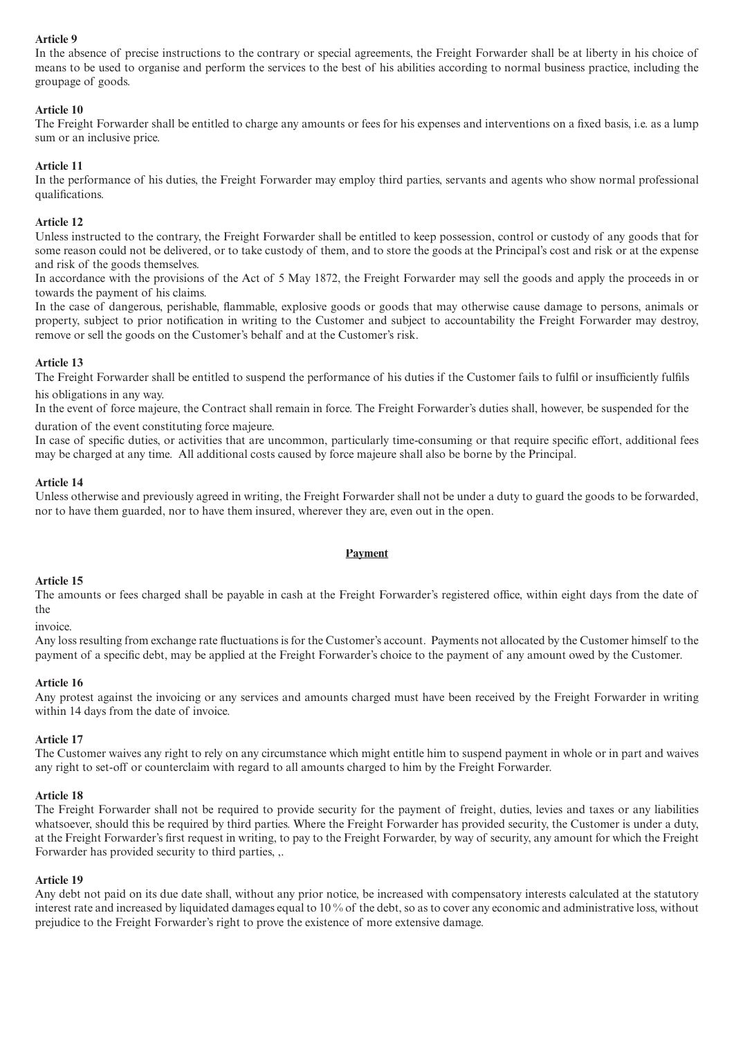**Article 9**

In the absence of precise instructions to the contrary or special agreements, the Freight Forwarder shall be at liberty in his choice of means to be used to organise and perform the services to the best of his abilities according to normal business practice, including the groupage of goods.

**Article 10**

The Freight Forwarder shall be entitled to charge any amounts or fees for his expenses and interventions on a fixed basis, i.e. as a lump sum or an inclusive price.

**Article 11**

In the performance of his duties, the Freight Forwarder may employ third parties, servants and agents who show normal professional qualifications.

**Article 12**

Unless instructed to the contrary, the Freight Forwarder shall be entitled to keep possession, control or custody of any goods that for some reason could not be delivered, or to take custody of them, and to store the goods at the Principal's cost and risk or at the expense and risk of the goods themselves.

In accordance with the provisions of the Act of 5 May 1872, the Freight Forwarder may sell the goods and apply the proceeds in or towards the payment of his claims.

In the case of dangerous, perishable, flammable, explosive goods or goods that may otherwise cause damage to persons, animals or property, subject to prior notification in writing to the Customer and subject to accountability the Freight Forwarder may destroy, remove or sell the goods on the Customer's behalf and at the Customer's risk.

**Article 13**

The Freight Forwarder shall be entitled to suspend the performance of his duties if the Customer fails to fulfil or insufficiently fulfils his obligations in any way.

In the event of force majeure, the Contract shall remain in force. The Freight Forwarder's duties shall, however, be suspended for the duration of the event constituting force majeure.

In case of specific duties, or activities that are uncommon, particularly time-consuming or that require specific effort, additional fees may be charged at any time. All additional costs caused by force majeure shall also be borne by the Principal.

**Article 14**

Unless otherwise and previously agreed in writing, the Freight Forwarder shall not be under a duty to guard the goods to be forwarded, nor to have them guarded, nor to have them insured, wherever they are, even out in the open.

## Payment

**Article 15**

The amounts or fees charged shall be payable in cash at the Freight Forwarder's registered office, within eight days from the date of the

invoice.

Any loss resulting from exchange rate fluctuations is for the Customer's account. Payments not allocated by the Customer himself to the payment of a specific debt, may be applied at the Freight Forwarder's choice to the payment of any amount owed by the Customer.

**Article 16**

Any protest against the invoicing or any services and amounts charged must have been received by the Freight Forwarder in writing within 14 days from the date of invoice.

**Article 17**

The Customer waives any right to rely on any circumstance which might entitle him to suspend payment in whole or in part and waives any right to set-off or counterclaim with regard to all amounts charged to him by the Freight Forwarder.

**Article 18**

The Freight Forwarder shall not be required to provide security for the payment of freight, duties, levies and taxes or any liabilities whatsoever, should this be required by third parties. Where the Freight Forwarder has provided security, the Customer is under a duty, at the Freight Forwarder's first request in writing, to pay to the Freight Forwarder, by way of security, any amount for which the Freight Forwarder has provided security to third parties, ,.

**Article 19**

Any debt not paid on its due date shall, without any prior notice, be increased with compensatory interests calculated at the statutory interest rate and increased by liquidated damages equal to 10 % of the debt, so as to cover any economic and administrative loss, without prejudice to the Freight Forwarder's right to prove the existence of more extensive damage.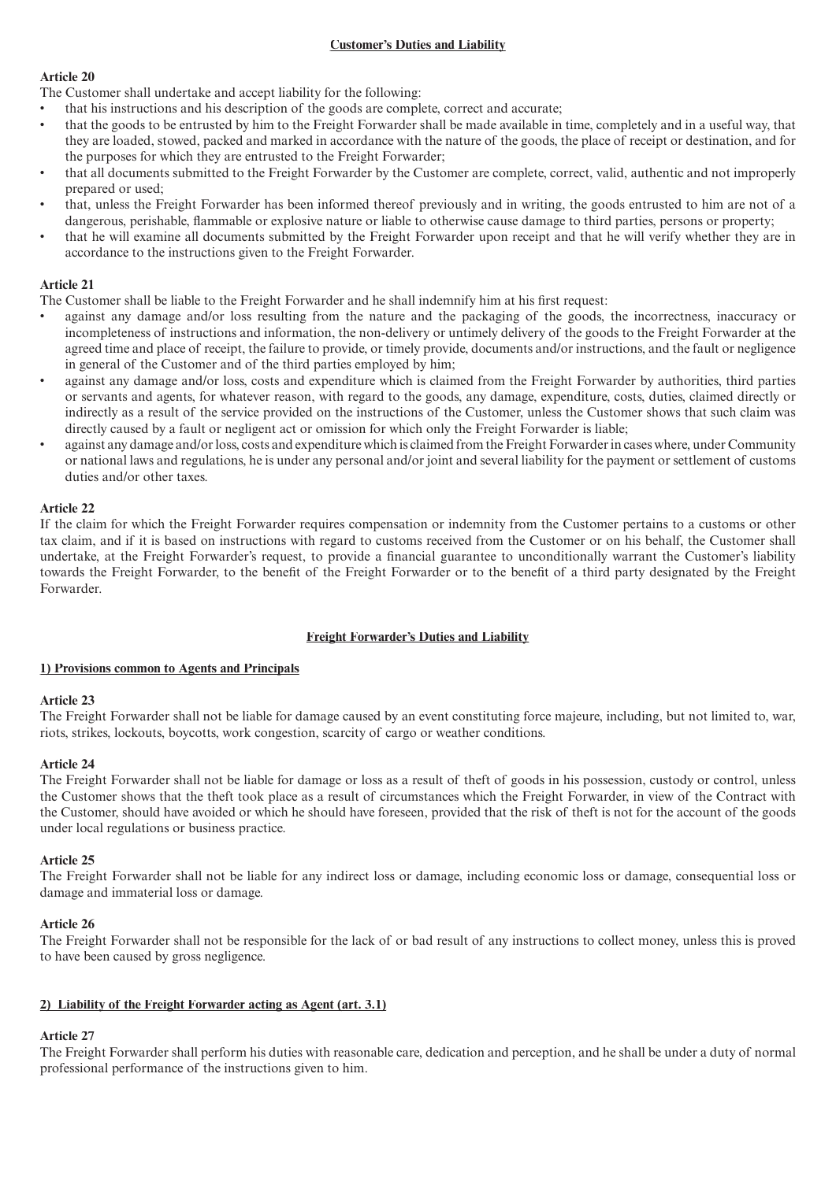## Customer's Duties and Liability

### Article 20

The Customer shall undertake and accept liability for the following:

- that his instructions and his description of the goods are complete, correct and accurate;
- that the goods to be entrusted by him to the Freight Forwarder shall be made available in time, completely and in a useful way, that they are loaded, stowed, packed and marked in accordance with the nature of the goods, the place of receipt or destination, and for the purposes for which they are entrusted to the Freight Forwarder;
- that all documents submitted to the Freight Forwarder by the Customer are complete, correct, valid, authentic and not improperly prepared or used;
- that, unless the Freight Forwarder has been informed thereof previously and in writing, the goods entrusted to him are not of a dangerous, perishable, flammable or explosive nature or liable to otherwise cause damage to third parties, persons or property;
- that he will examine all documents submitted by the Freight Forwarder upon receipt and that he will verify whether they are in accordance to the instructions given to the Freight Forwarder.

### Article 21

The Customer shall be liable to the Freight Forwarder and he shall indemnify him at his first request:

- against any damage and/or loss resulting from the nature and the packaging of the goods, the incorrectness, inaccuracy or incompleteness of instructions and information, the non-delivery or untimely delivery of the goods to the Freight Forwarder at the agreed time and place of receipt, the failure to provide, or timely provide, documents and/or instructions, and the fault or negligence in general of the Customer and of the third parties employed by him;
- against any damage and/or loss, costs and expenditure which is claimed from the Freight Forwarder by authorities, third parties or servants and agents, for whatever reason, with regard to the goods, any damage, expenditure, costs, duties, claimed directly or indirectly as a result of the service provided on the instructions of the Customer, unless the Customer shows that such claim was directly caused by a fault or negligent act or omission for which only the Freight Forwarder is liable;
- against any damage and/or loss, costs and expenditure which is claimed from the Freight Forwarder in cases where, under Community or national laws and regulations, he is under any personal and/or joint and several liability for the payment or settlement of customs duties and/or other taxes.

### Article 22

If the claim for which the Freight Forwarder requires compensation or indemnity from the Customer pertains to a customs or other tax claim, and if it is based on instructions with regard to customs received from the Customer or on his behalf, the Customer shall undertake, at the Freight Forwarder's request, to provide a financial guarantee to unconditionally warrant the Customer's liability towards the Freight Forwarder, to the benefit of the Freight Forwarder or to the benefit of a third party designated by the Freight Forwarder.

## Freight Forwarder's Duties and Liability

### 1) Provisions common to Agents and Principals

### Article 23

The Freight Forwarder shall not be liable for damage caused by an event constituting force majeure, including, but not limited to, war, riots, strikes, lockouts, boycotts, work congestion, scarcity of cargo or weather conditions.

### Article 24

The Freight Forwarder shall not be liable for damage or loss as a result of theft of goods in his possession, custody or control, unless the Customer shows that the theft took place as a result of circumstances which the Freight Forwarder, in view of the Contract with the Customer, should have avoided or which he should have foreseen, provided that the risk of theft is not for the account of the goods under local regulations or business practice.

### Article 25

The Freight Forwarder shall not be liable for any indirect loss or damage, including economic loss or damage, consequential loss or damage and immaterial loss or damage.

### Article 26

The Freight Forwarder shall not be responsible for the lack of or bad result of any instructions to collect money, unless this is proved to have been caused by gross negligence.

### 2) Liability of the Freight Forwarder acting as Agent (art. 3.1)

### Article 27

The Freight Forwarder shall perform his duties with reasonable care, dedication and perception, and he shall be under a duty of normal professional performance of the instructions given to him.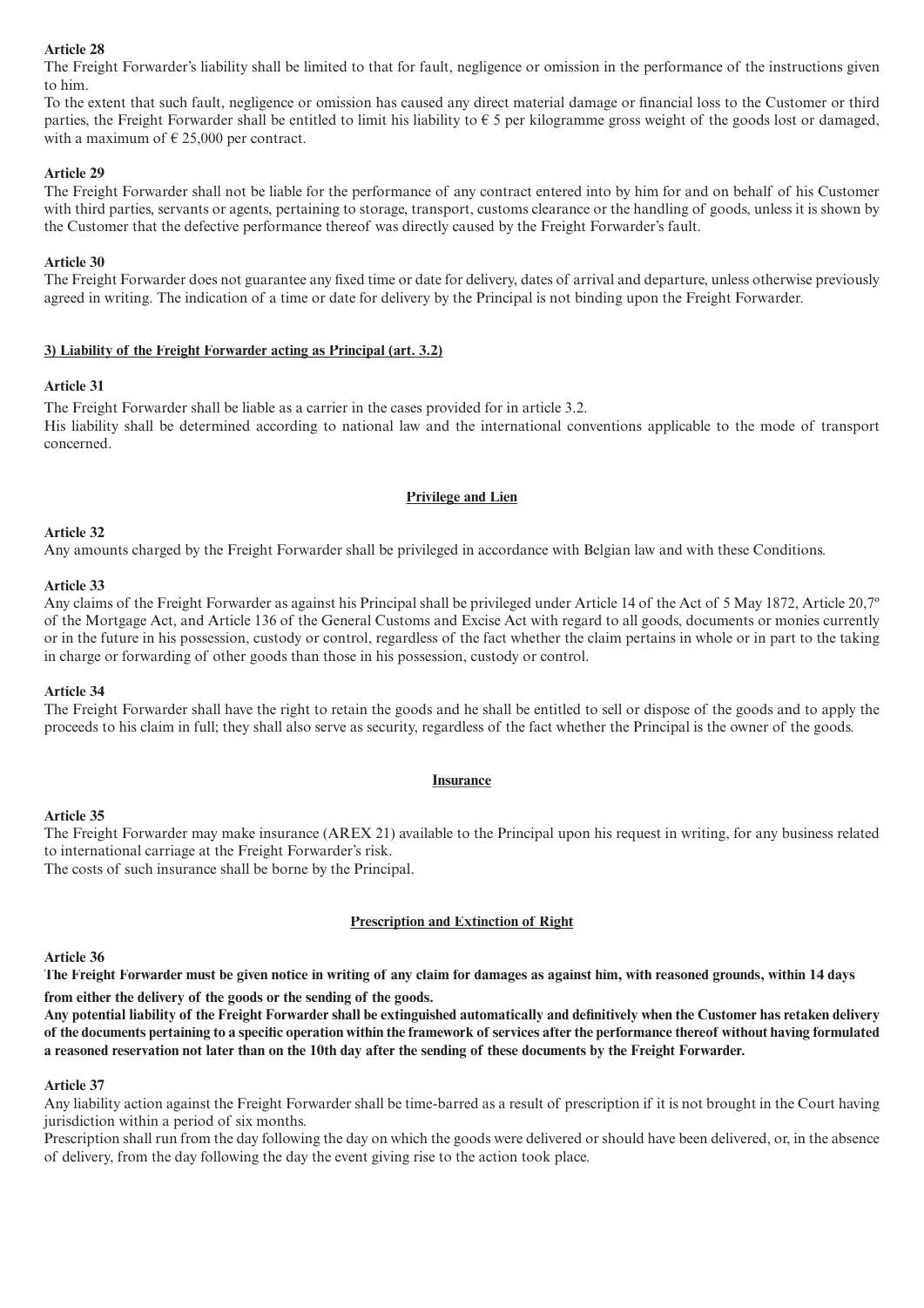**Article 28**

The Freight Forwarder's liability shall be limited to that for fault, negligence or omission in the performance of the instructions given to him.

To the extent that such fault, negligence or omission has caused any direct material damage or financial loss to the Customer or third parties, the Freight Forwarder shall be entitled to limit his liability to € 5 per kilogramme gross weight of the goods lost or damaged, with a maximum of € 25,000 per contract.

**Article 29**

The Freight Forwarder shall not be liable for the performance of any contract entered into by him for and on behalf of his Customer with third parties, servants or agents, pertaining to storage, transport, customs clearance or the handling of goods, unless it is shown by the Customer that the defective performance thereof was directly caused by the Freight Forwarder's fault.

**Article 30**

The Freight Forwarder does not guarantee any fixed time or date for delivery, dates of arrival and departure, unless otherwise previously agreed in writing. The indication of a time or date for delivery by the Principal is not binding upon the Freight Forwarder.

**3) Liability of the Freight Forwarder acting as Principal (art. 3.2)**

**Article 31**

The Freight Forwarder shall be liable as a carrier in the cases provided for in article 3.2.

His liability shall be determined according to national law and the international conventions applicable to the mode of transport concerned.

## Privilege and Lien

**Article 32**

Any amounts charged by the Freight Forwarder shall be privileged in accordance with Belgian law and with these Conditions.

**Article 33**

Any claims of the Freight Forwarder as against his Principal shall be privileged under Article 14 of the Act of 5 May 1872, Article 20,7º of the Mortgage Act, and Article 136 of the General Customs and Excise Act with regard to all goods, documents or monies currently or in the future in his possession, custody or control, regardless of the fact whether the claim pertains in whole or in part to the taking in charge or forwarding of other goods than those in his possession, custody or control.

**Article 34**

The Freight Forwarder shall have the right to retain the goods and he shall be entitled to sell or dispose of the goods and to apply the proceeds to his claim in full; they shall also serve as security, regardless of the fact whether the Principal is the owner of the goods.

## Insurance

**Article 35**

The Freight Forwarder may make insurance (AREX 21) available to the Principal upon his request in writing, for any business related to international carriage at the Freight Forwarder's risk.

The costs of such insurance shall be borne by the Principal.

## Prescription and Extinction of Right

**Article 36**

**The Freight Forwarder must be given notice in writing of any claim for damages as against him, with reasoned grounds, within 14 days from either the delivery of the goods or the sending of the goods.**

**Any potential liability of the Freight Forwarder shall be extinguished automatically and definitively when the Customer has retaken delivery of the documents pertaining to a specific operation within the framework of services after the performance thereof without having formulated a reasoned reservation not later than on the 10th day after the sending of these documents by the Freight Forwarder.**

**Article 37**

Any liability action against the Freight Forwarder shall be time-barred as a result of prescription if it is not brought in the Court having jurisdiction within a period of six months.

Prescription shall run from the day following the day on which the goods were delivered or should have been delivered, or, in the absence of delivery, from the day following the day the event giving rise to the action took place.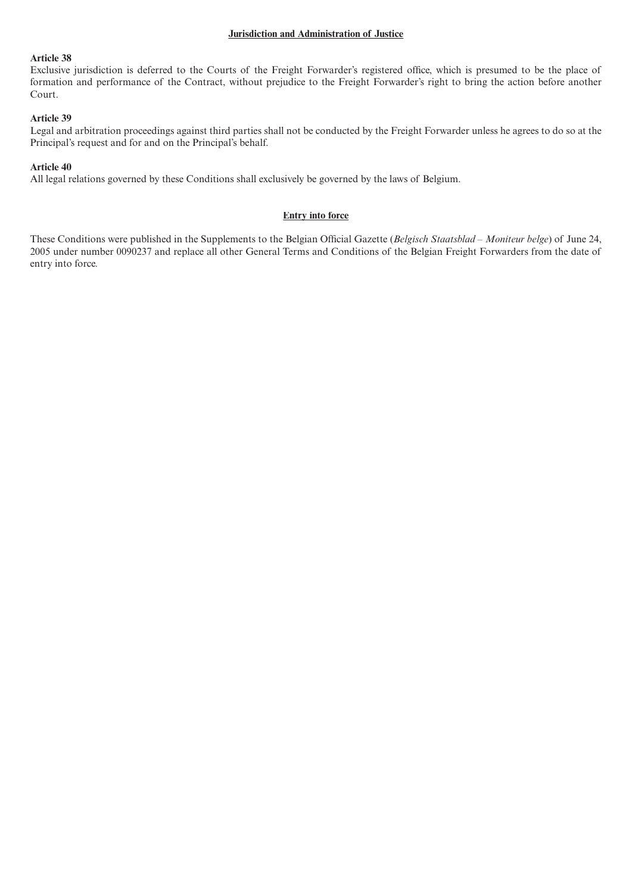## Jurisdiction and Administration of Justice

**Article 38**
Exclusive jurisdiction is deferred to the Courts of the Freight Forwarder's registered office, which is presumed to be the place of formation and performance of the Contract, without prejudice to the Freight Forwarder's right to bring the action before another Court.

**Article 39**
Legal and arbitration proceedings against third parties shall not be conducted by the Freight Forwarder unless he agrees to do so at the Principal's request and for and on the Principal's behalf.

**Article 40**
All legal relations governed by these Conditions shall exclusively be governed by the laws of Belgium.

## Entry into force

These Conditions were published in the Supplements to the Belgian Official Gazette (*Belgisch Staatsblad – Moniteur belge*) of June 24, 2005 under number 0090237 and replace all other General Terms and Conditions of the Belgian Freight Forwarders from the date of entry into force.